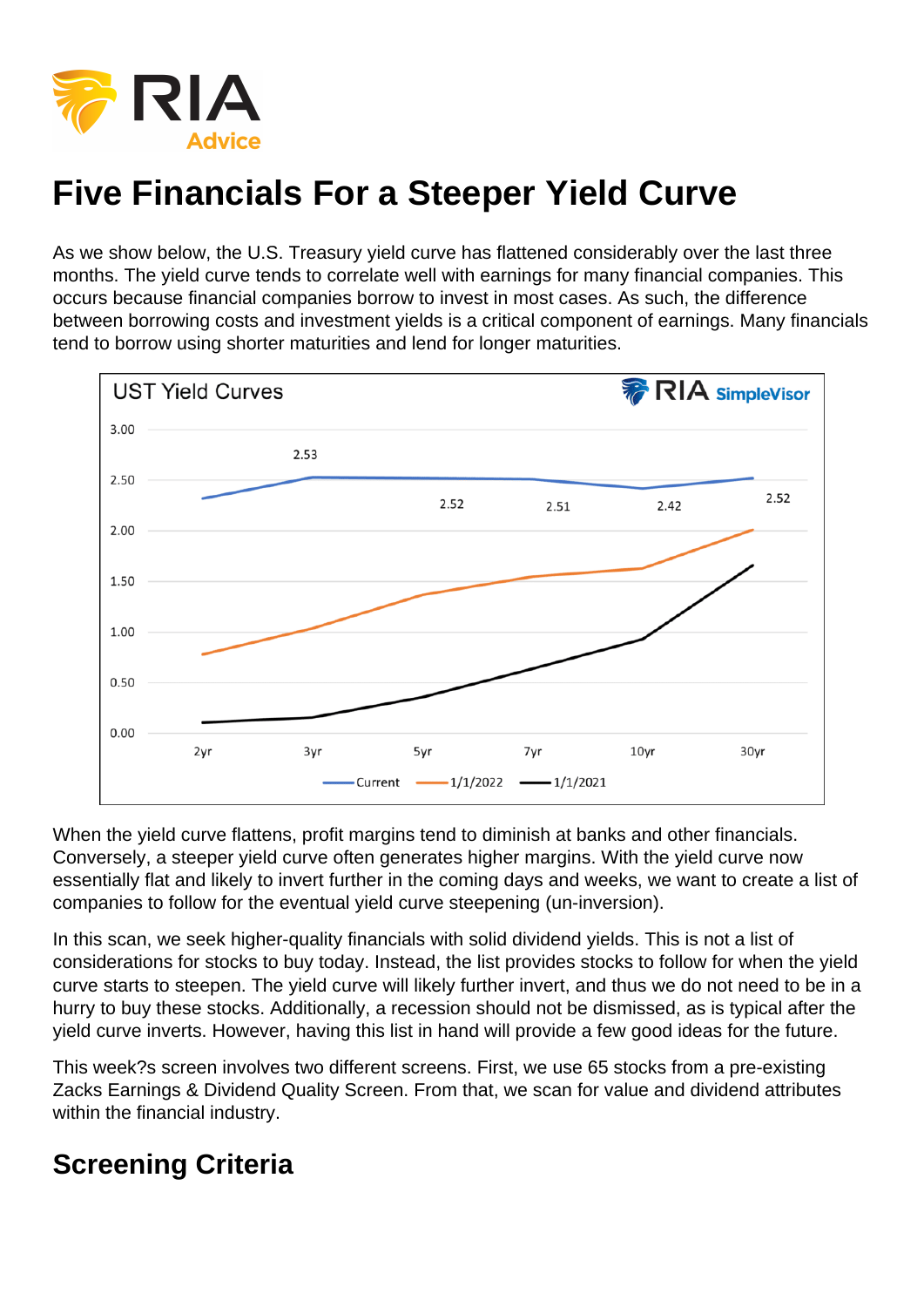# Five Financials For a Steeper Yield Curve

As we show below, the U.S. Treasury yield curve has flattened considerably over the last three months. The yield curve tends to correlate well with earnings for many financial companies. This occurs because financial companies borrow to invest in most cases. As such, the difference between borrowing costs and investment yields is a critical component of earnings. Many financials tend to borrow using shorter maturities and lend for longer maturities.

When the yield curve flattens, profit margins tend to diminish at banks and other financials. Conversely, a steeper yield curve often generates higher margins. With the yield curve now essentially flat and likely to invert further in the coming days and weeks, we want to create a list of companies to follow for the eventual yield curve steepening (un-inversion).

In this scan, we seek higher-quality financials with solid dividend yields. This is not a list of considerations for stocks to buy today. Instead, the list provides stocks to follow for when the yield curve starts to steepen. The yield curve will likely further invert, and thus we do not need to be in a hurry to buy these stocks. Additionally, a recession should not be dismissed, as is typical after the yield curve inverts. However, having this list in hand will provide a few good ideas for the future.

This week?s screen involves two different screens. First, we use 65 stocks from a pre-existing Zacks Earnings & Dividend Quality Screen. From that, we scan for value and dividend attributes within the financial industry.

## Screening Criteria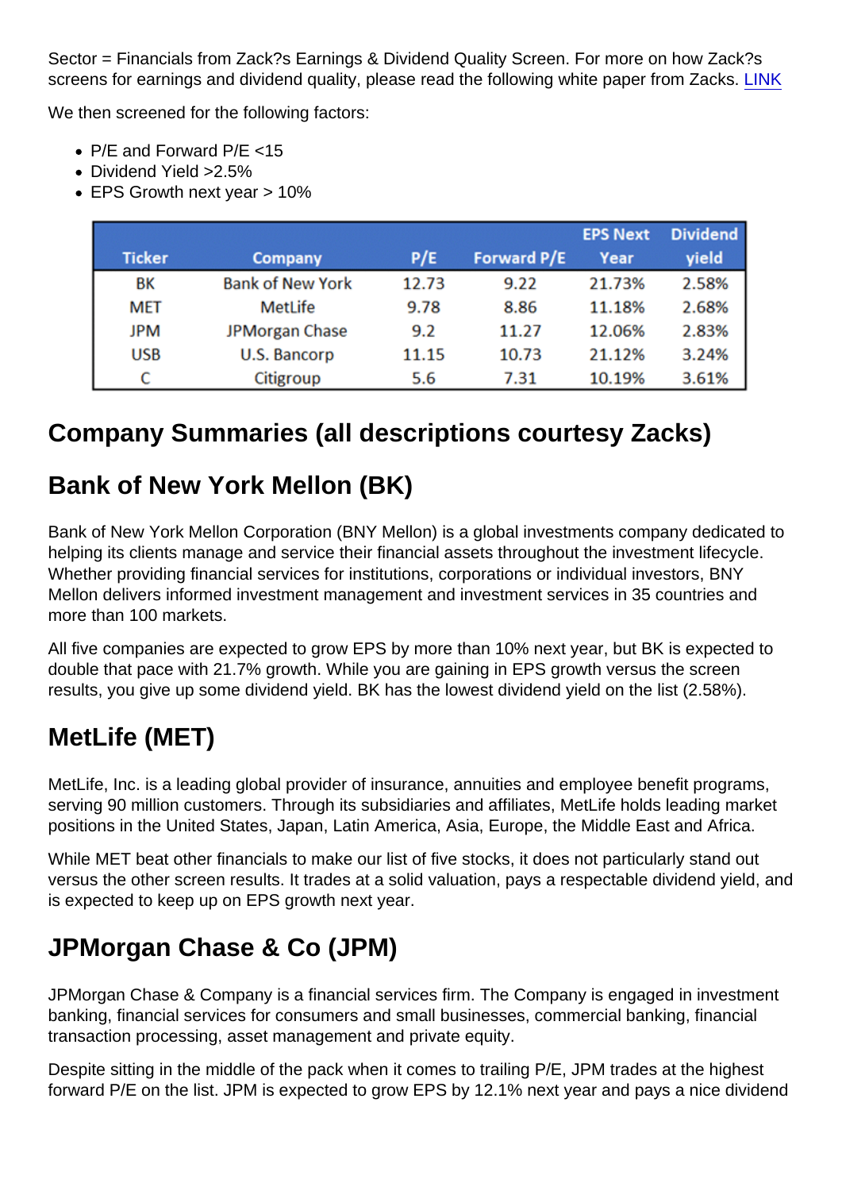Sector = Financials from Zack?s Earnings & Dividend Quality Screen. For more on how Zack?s screens for earnings and dividend quality, please read the following white paper from Zacks. [LINK]

We then screened for the following factors:

- P/E and Forward P/E <15
- Dividend Yield >2.5%
- EPS Growth next year > 10%

| Ticker | Company | P/E | Forward P/E | EPS Next Year | Dividend yield |
|---|---|---|---|---|---|
| BK | Bank of New York | 12.73 | 9.22 | 21.73% | 2.58% |
| MET | MetLife | 9.78 | 8.86 | 11.18% | 2.68% |
| JPM | JPMorgan Chase | 9.2 | 11.27 | 12.06% | 2.83% |
| USB | U.S. Bancorp | 11.15 | 10.73 | 21.12% | 3.24% |
| C | Citigroup | 5.6 | 7.31 | 10.19% | 3.61% |

## Company Summaries (all descriptions courtesy Zacks)

## Bank of New York Mellon (BK)

Bank of New York Mellon Corporation (BNY Mellon) is a global investments company dedicated to helping its clients manage and service their financial assets throughout the investment lifecycle. Whether providing financial services for institutions, corporations or individual investors, BNY Mellon delivers informed investment management and investment services in 35 countries and more than 100 markets.

All five companies are expected to grow EPS by more than 10% next year, but BK is expected to double that pace with 21.7% growth. While you are gaining in EPS growth versus the screen results, you give up some dividend yield. BK has the lowest dividend yield on the list (2.58%).

## MetLife (MET)

MetLife, Inc. is a leading global provider of insurance, annuities and employee benefit programs, serving 90 million customers. Through its subsidiaries and affiliates, MetLife holds leading market positions in the United States, Japan, Latin America, Asia, Europe, the Middle East and Africa.

While MET beat other financials to make our list of five stocks, it does not particularly stand out versus the other screen results. It trades at a solid valuation, pays a respectable dividend yield, and is expected to keep up on EPS growth next year.

## JPMorgan Chase & Co (JPM)

JPMorgan Chase & Company is a financial services firm. The Company is engaged in investment banking, financial services for consumers and small businesses, commercial banking, financial transaction processing, asset management and private equity.

Despite sitting in the middle of the pack when it comes to trailing P/E, JPM trades at the highest forward P/E on the list. JPM is expected to grow EPS by 12.1% next year and pays a nice dividend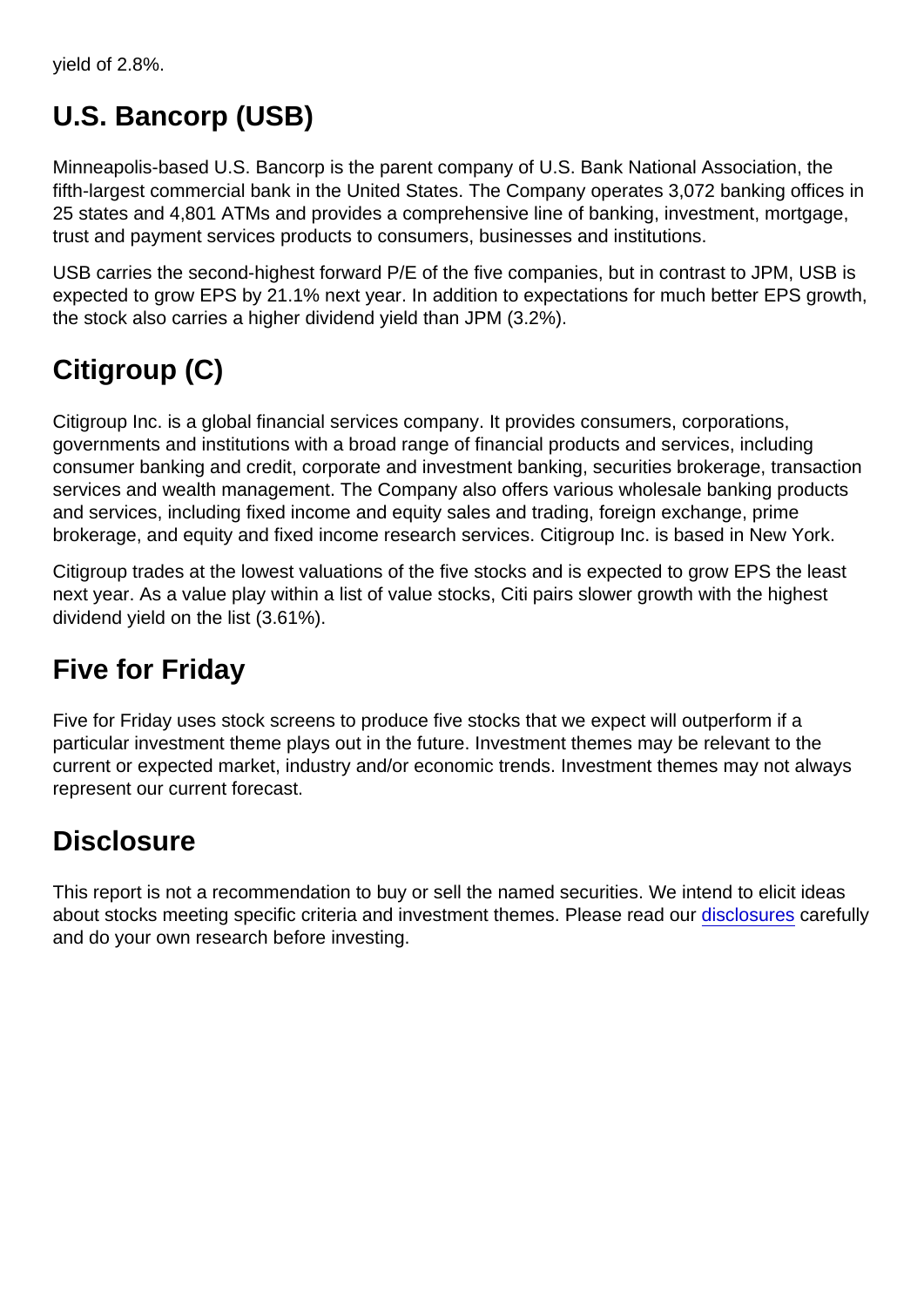yield of 2.8%.

## U.S. Bancorp (USB)

Minneapolis-based U.S. Bancorp is the parent company of U.S. Bank National Association, the fifth-largest commercial bank in the United States. The Company operates 3,072 banking offices in 25 states and 4,801 ATMs and provides a comprehensive line of banking, investment, mortgage, trust and payment services products to consumers, businesses and institutions.

USB carries the second-highest forward P/E of the five companies, but in contrast to JPM, USB is expected to grow EPS by 21.1% next year. In addition to expectations for much better EPS growth, the stock also carries a higher dividend yield than JPM (3.2%).

## Citigroup (C)

Citigroup Inc. is a global financial services company. It provides consumers, corporations, governments and institutions with a broad range of financial products and services, including consumer banking and credit, corporate and investment banking, securities brokerage, transaction services and wealth management. The Company also offers various wholesale banking products and services, including fixed income and equity sales and trading, foreign exchange, prime brokerage, and equity and fixed income research services. Citigroup Inc. is based in New York.

Citigroup trades at the lowest valuations of the five stocks and is expected to grow EPS the least next year. As a value play within a list of value stocks, Citi pairs slower growth with the highest dividend yield on the list (3.61%).

## Five for Friday

Five for Friday uses stock screens to produce five stocks that we expect will outperform if a particular investment theme plays out in the future. Investment themes may be relevant to the current or expected market, industry and/or economic trends. Investment themes may not always represent our current forecast.

## Disclosure

This report is not a recommendation to buy or sell the named securities. We intend to elicit ideas about stocks meeting specific criteria and investment themes. Please read our disclosures carefully and do your own research before investing.